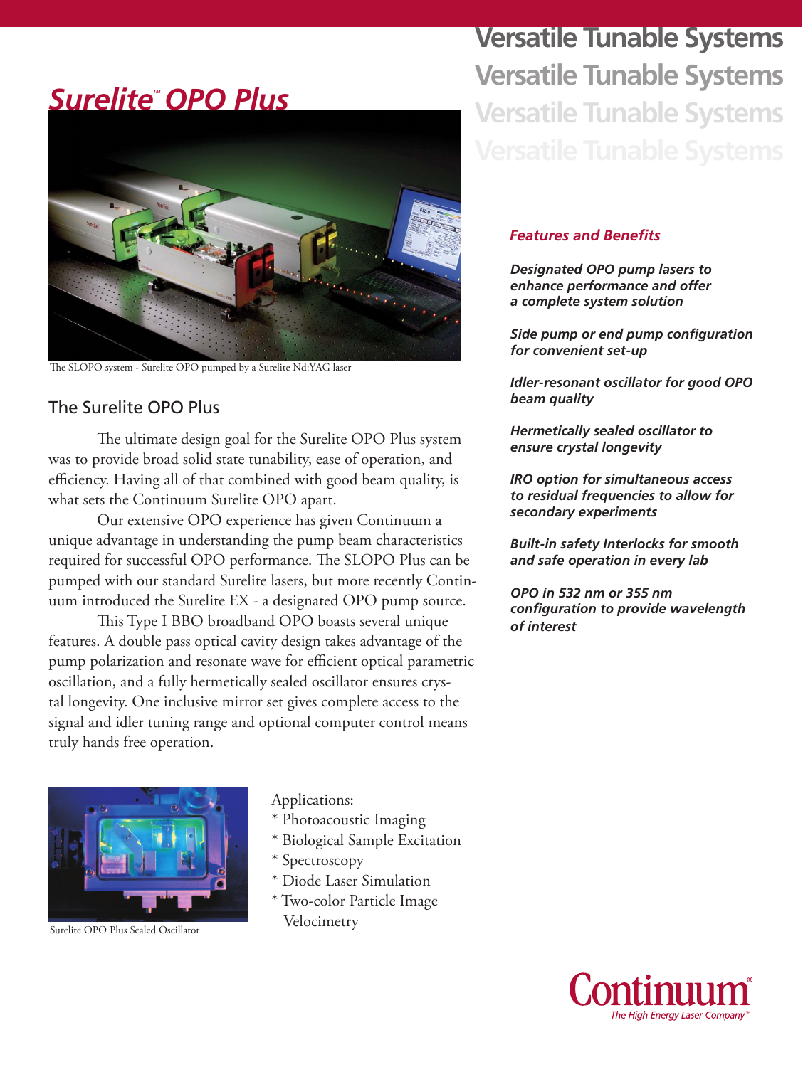# Surelite™ OPO Plus

## Versatile Tunable Systems

The SLOPO system - Surelite OPO pumped by a Surelite Nd:YAG laser

## The Surelite OPO Plus

The ultimate design goal for the Surelite OPO Plus system was to provide broad solid state tunability, ease of operation, and efficiency. Having all of that combined with good beam quality, is what sets the Continuum Surelite OPO apart.

Our extensive OPO experience has given Continuum a unique advantage in understanding the pump beam characteristics required for successful OPO performance. The SLOPO Plus can be pumped with our standard Surelite lasers, but more recently Continuum introduced the Surelite EX - a designated OPO pump source.

This Type I BBO broadband OPO boasts several unique features. A double pass optical cavity design takes advantage of the pump polarization and resonate wave for efficient optical parametric oscillation, and a fully hermetically sealed oscillator ensures crystal longevity. One inclusive mirror set gives complete access to the signal and idler tuning range and optional computer control means truly hands free operation.

Surelite OPO Plus Sealed Oscillator

Applications:
* Photoacoustic Imaging
* Biological Sample Excitation
* Spectroscopy
* Diode Laser Simulation
* Two-color Particle Image Velocimetry

### *Features and Benefits*

***Designated OPO pump lasers to enhance performance and offer a complete system solution***

***Side pump or end pump configuration for convenient set-up***

***Idler-resonant oscillator for good OPO beam quality***

***Hermetically sealed oscillator to ensure crystal longevity***

***IRO option for simultaneous access to residual frequencies to allow for secondary experiments***

***Built-in safety Interlocks for smooth and safe operation in every lab***

***OPO in 532 nm or 355 nm configuration to provide wavelength of interest***

Continuum®
*The High Energy Laser Company™*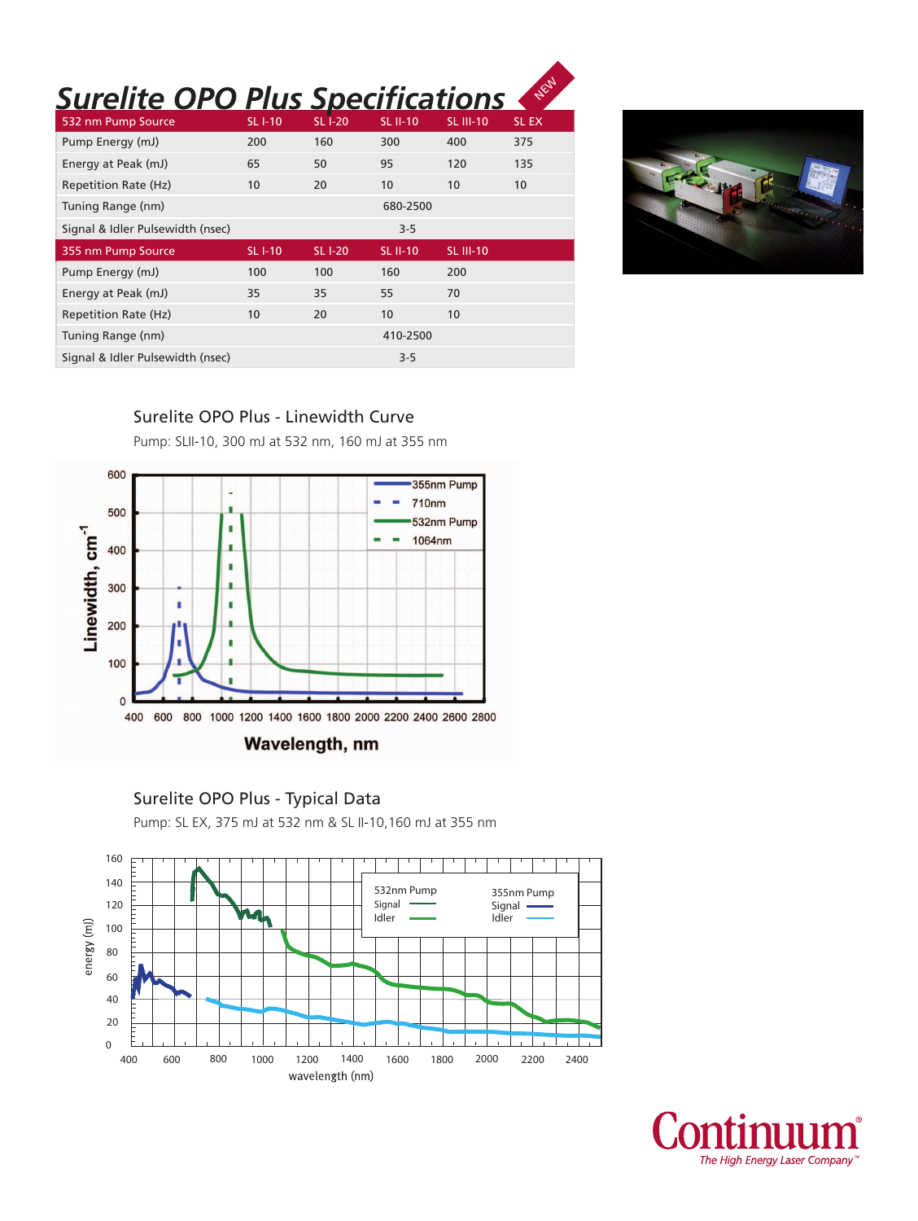# Surelite OPO Plus Specifications

NEW

| 532 nm Pump Source | SL I-10 | SL I-20 | SL II-10 | SL III-10 | SL EX |
|---|---|---|---|---|---|
| Pump Energy (mJ) | 200 | 160 | 300 | 400 | 375 |
| Energy at Peak (mJ) | 65 | 50 | 95 | 120 | 135 |
| Repetition Rate (Hz) | 10 | 20 | 10 | 10 | 10 |
| Tuning Range (nm) | | | 680-2500 | | |
| Signal & Idler Pulsewidth (nsec) | | | 3-5 | | |
| **355 nm Pump Source** | **SL I-10** | **SL I-20** | **SL II-10** | **SL III-10** | |
| Pump Energy (mJ) | 100 | 100 | 160 | 200 | |
| Energy at Peak (mJ) | 35 | 35 | 55 | 70 | |
| Repetition Rate (Hz) | 10 | 20 | 10 | 10 | |
| Tuning Range (nm) | | | 410-2500 | | |
| Signal & Idler Pulsewidth (nsec) | | | 3-5 | | |

## Surelite OPO Plus - Linewidth Curve

Pump: SLII-10, 300 mJ at 532 nm, 160 mJ at 355 nm

## Surelite OPO Plus - Typical Data

Pump: SL EX, 375 mJ at 532 nm & SL II-10,160 mJ at 355 nm

Continuum®
*The High Energy Laser Company™*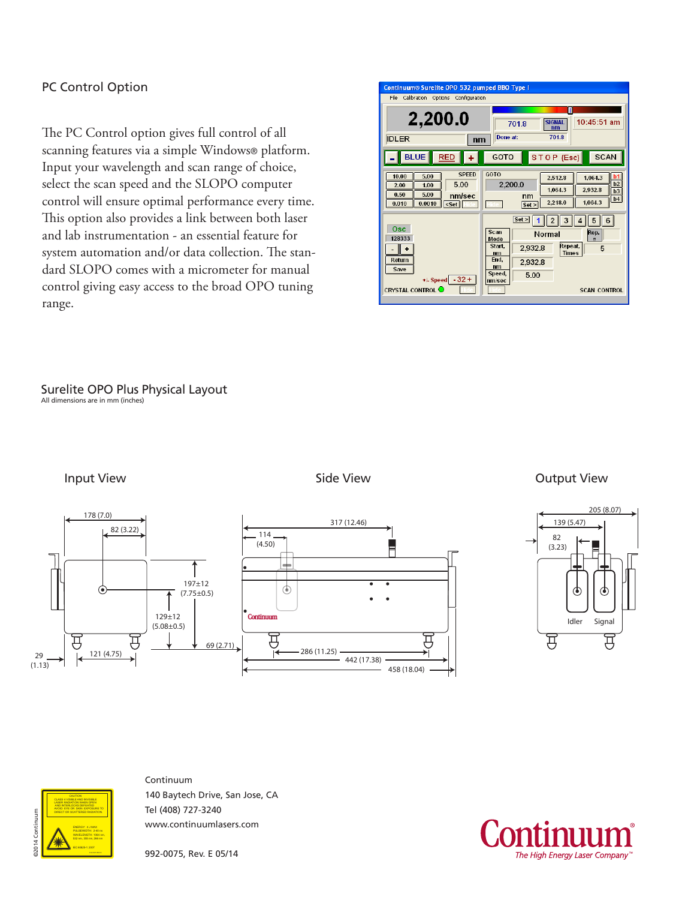## PC Control Option

The PC Control option gives full control of all scanning features via a simple Windows® platform. Input your wavelength and scan range of choice, select the scan speed and the SLOPO computer control will ensure optimal performance every time. This option also provides a link between both laser and lab instrumentation - an essential feature for system automation and/or data collection. The standard SLOPO comes with a micrometer for manual control giving easy access to the broad OPO tuning range.

## Surelite OPO Plus Physical Layout

All dimensions are in mm (inches)

Input View

178 (7.0)
82 (3.22)
197±12 (7.75±0.5)
129±12 (5.08±0.5)
29 (1.13)
121 (4.75)
69 (2.71)

Side View

317 (12.46)
114 (4.50)
286 (11.25)
442 (17.38)
458 (18.04)

Output View

205 (8.07)
139 (5.47)
82 (3.23)
Idler
Signal

Continuum
140 Baytech Drive, San Jose, CA
Tel (408) 727-3240
www.continuumlasers.com

992-0075, Rev. E 05/14

©2014 Continuum

Continuum® The High Energy Laser Company™